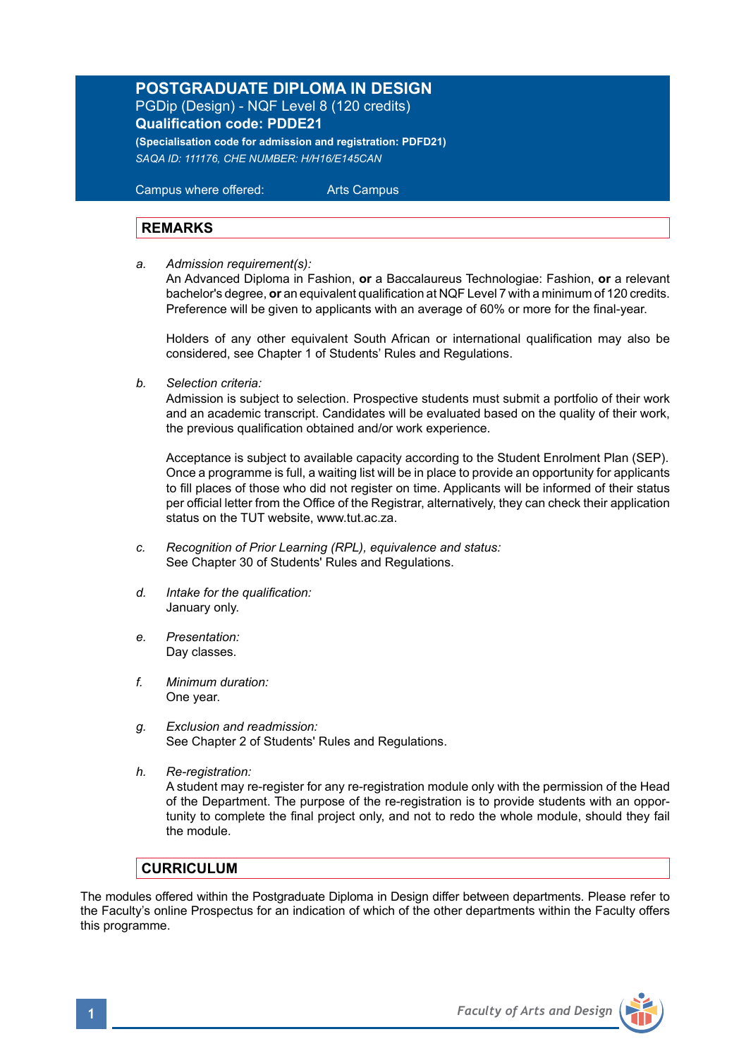# POSTGRADUATE DIPLOMA IN DESIGN

PGDip (Design) - NQF Level 8 (120 credits)

**Qualification code: PDDE21**

**(Specialisation code for admission and registration: PDFD21)**

*SAQA ID: 111176, CHE NUMBER: H/H16/E145CAN*

Campus where offered: Arts Campus

## REMARKS

a. *Admission requirement(s):*
   An Advanced Diploma in Fashion, **or** a Baccalaureus Technologiae: Fashion, **or** a relevant bachelor's degree, **or** an equivalent qualification at NQF Level 7 with a minimum of 120 credits. Preference will be given to applicants with an average of 60% or more for the final-year.

   Holders of any other equivalent South African or international qualification may also be considered, see Chapter 1 of Students' Rules and Regulations.

b. *Selection criteria:*
   Admission is subject to selection. Prospective students must submit a portfolio of their work and an academic transcript. Candidates will be evaluated based on the quality of their work, the previous qualification obtained and/or work experience.

   Acceptance is subject to available capacity according to the Student Enrolment Plan (SEP). Once a programme is full, a waiting list will be in place to provide an opportunity for applicants to fill places of those who did not register on time. Applicants will be informed of their status per official letter from the Office of the Registrar, alternatively, they can check their application status on the TUT website, www.tut.ac.za.

c. *Recognition of Prior Learning (RPL), equivalence and status:*
   See Chapter 30 of Students' Rules and Regulations.

d. *Intake for the qualification:*
   January only.

e. *Presentation:*
   Day classes.

f. *Minimum duration:*
   One year.

g. *Exclusion and readmission:*
   See Chapter 2 of Students' Rules and Regulations.

h. *Re-registration:*
   A student may re-register for any re-registration module only with the permission of the Head of the Department. The purpose of the re-registration is to provide students with an opportunity to complete the final project only, and not to redo the whole module, should they fail the module.

## CURRICULUM

The modules offered within the Postgraduate Diploma in Design differ between departments. Please refer to the Faculty's online Prospectus for an indication of which of the other departments within the Faculty offers this programme.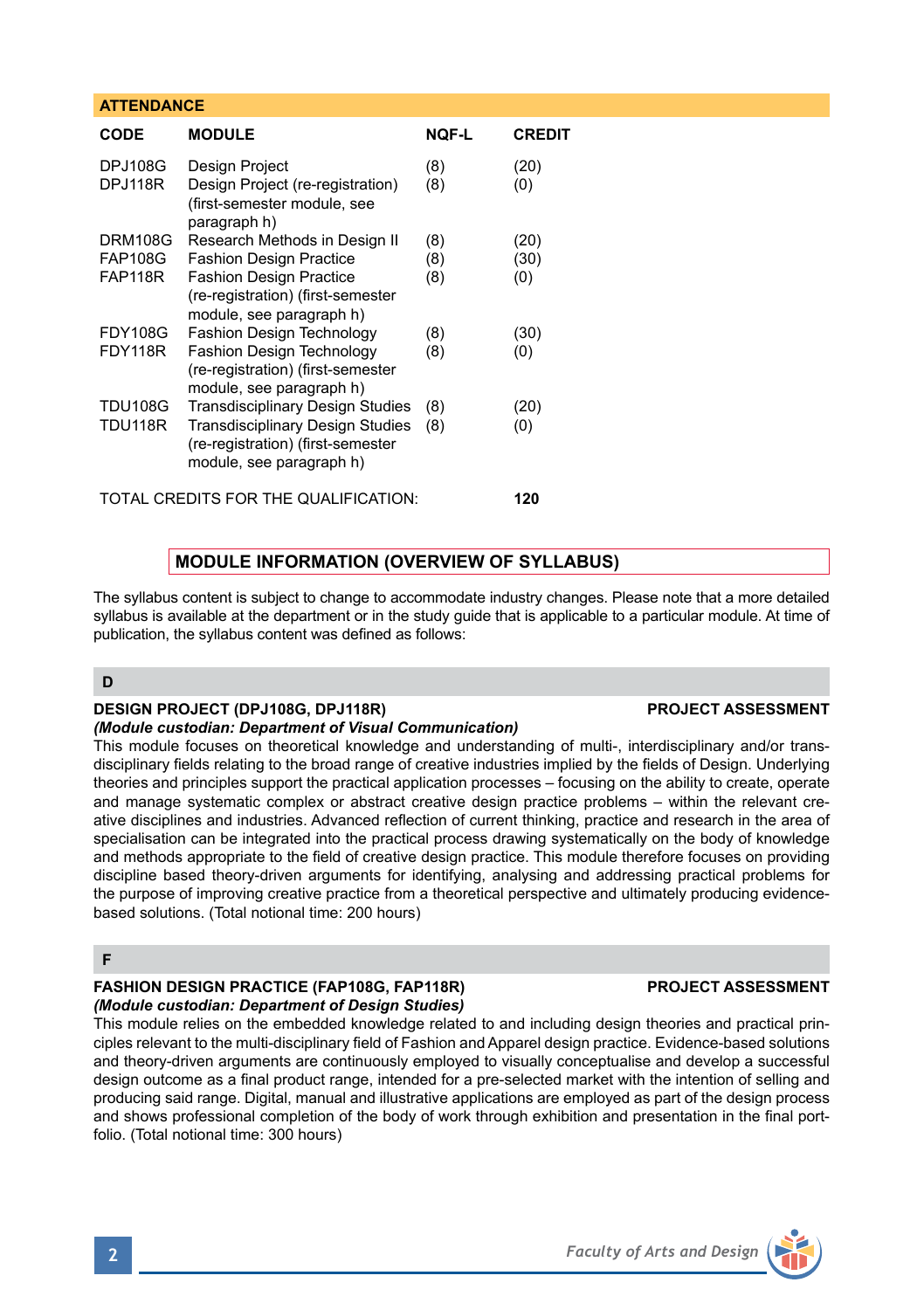## ATTENDANCE

| CODE | MODULE | NQF-L | CREDIT |
|---|---|---|---|
| DPJ108G | Design Project | (8) | (20) |
| DPJ118R | Design Project (re-registration) (first-semester module, see paragraph h) | (8) | (0) |
| DRM108G | Research Methods in Design II | (8) | (20) |
| FAP108G | Fashion Design Practice | (8) | (30) |
| FAP118R | Fashion Design Practice (re-registration) (first-semester module, see paragraph h) | (8) | (0) |
| FDY108G | Fashion Design Technology | (8) | (30) |
| FDY118R | Fashion Design Technology (re-registration) (first-semester module, see paragraph h) | (8) | (0) |
| TDU108G | Transdisciplinary Design Studies | (8) | (20) |
| TDU118R | Transdisciplinary Design Studies (re-registration) (first-semester module, see paragraph h) | (8) | (0) |

TOTAL CREDITS FOR THE QUALIFICATION: **120**

## MODULE INFORMATION (OVERVIEW OF SYLLABUS)

The syllabus content is subject to change to accommodate industry changes. Please note that a more detailed syllabus is available at the department or in the study guide that is applicable to a particular module. At time of publication, the syllabus content was defined as follows:

### D

**DESIGN PROJECT (DPJ108G, DPJ118R)** **PROJECT ASSESSMENT**
***(Module custodian: Department of Visual Communication)***
This module focuses on theoretical knowledge and understanding of multi-, interdisciplinary and/or transdisciplinary fields relating to the broad range of creative industries implied by the fields of Design. Underlying theories and principles support the practical application processes – focusing on the ability to create, operate and manage systematic complex or abstract creative design practice problems – within the relevant creative disciplines and industries. Advanced reflection of current thinking, practice and research in the area of specialisation can be integrated into the practical process drawing systematically on the body of knowledge and methods appropriate to the field of creative design practice. This module therefore focuses on providing discipline based theory-driven arguments for identifying, analysing and addressing practical problems for the purpose of improving creative practice from a theoretical perspective and ultimately producing evidence-based solutions. (Total notional time: 200 hours)

### F

**FASHION DESIGN PRACTICE (FAP108G, FAP118R)** **PROJECT ASSESSMENT**
***(Module custodian: Department of Design Studies)***
This module relies on the embedded knowledge related to and including design theories and practical principles relevant to the multi-disciplinary field of Fashion and Apparel design practice. Evidence-based solutions and theory-driven arguments are continuously employed to visually conceptualise and develop a successful design outcome as a final product range, intended for a pre-selected market with the intention of selling and producing said range. Digital, manual and illustrative applications are employed as part of the design process and shows professional completion of the body of work through exhibition and presentation in the final portfolio. (Total notional time: 300 hours)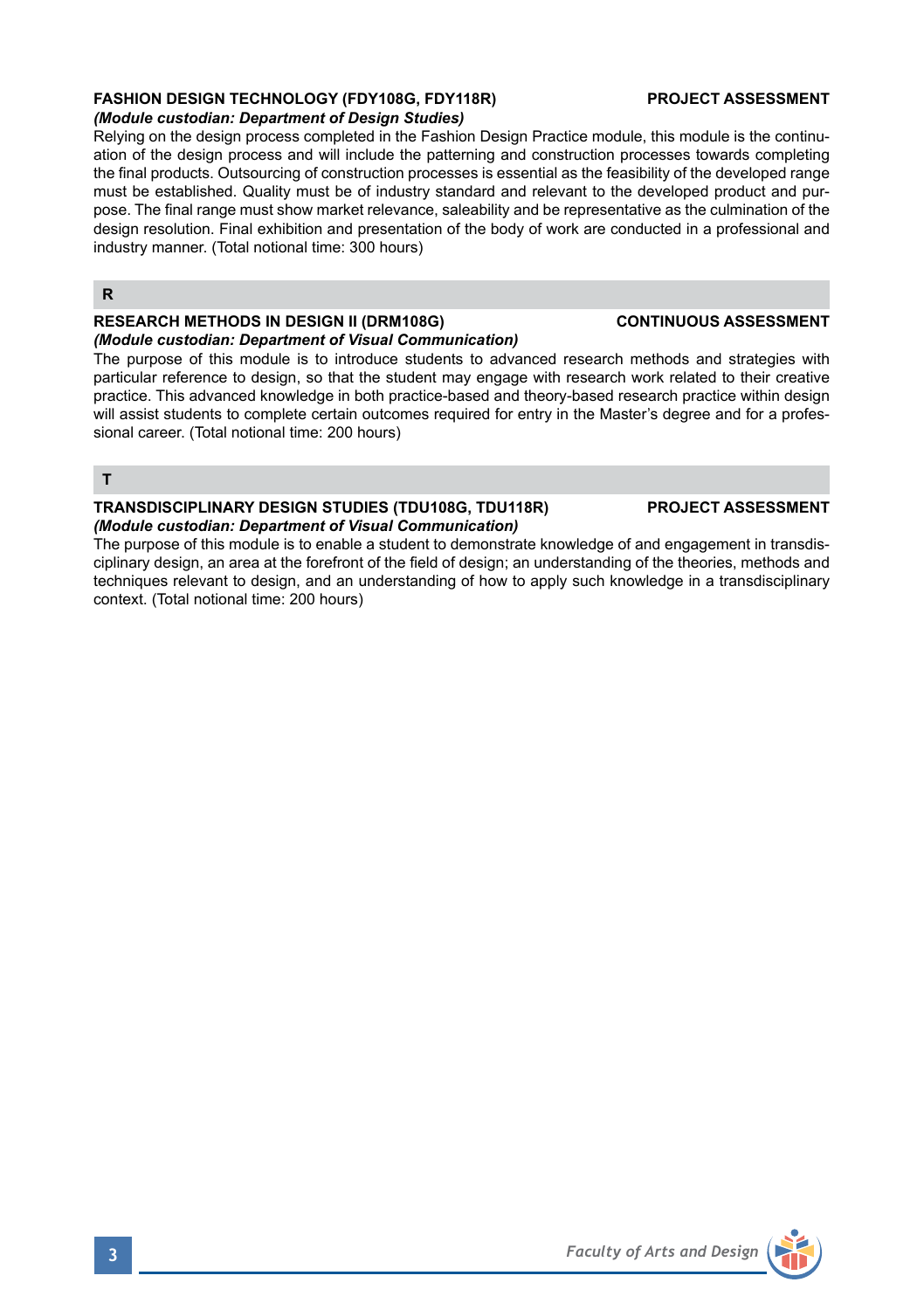**FASHION DESIGN TECHNOLOGY (FDY108G, FDY118R)** **PROJECT ASSESSMENT**
***(Module custodian: Department of Design Studies)***

Relying on the design process completed in the Fashion Design Practice module, this module is the continuation of the design process and will include the patterning and construction processes towards completing the final products. Outsourcing of construction processes is essential as the feasibility of the developed range must be established. Quality must be of industry standard and relevant to the developed product and purpose. The final range must show market relevance, saleability and be representative as the culmination of the design resolution. Final exhibition and presentation of the body of work are conducted in a professional and industry manner. (Total notional time: 300 hours)

## R

**RESEARCH METHODS IN DESIGN II (DRM108G)** **CONTINUOUS ASSESSMENT**
***(Module custodian: Department of Visual Communication)***

The purpose of this module is to introduce students to advanced research methods and strategies with particular reference to design, so that the student may engage with research work related to their creative practice. This advanced knowledge in both practice-based and theory-based research practice within design will assist students to complete certain outcomes required for entry in the Master's degree and for a professional career. (Total notional time: 200 hours)

## T

**TRANSDISCIPLINARY DESIGN STUDIES (TDU108G, TDU118R)** **PROJECT ASSESSMENT**
***(Module custodian: Department of Visual Communication)***

The purpose of this module is to enable a student to demonstrate knowledge of and engagement in transdisciplinary design, an area at the forefront of the field of design; an understanding of the theories, methods and techniques relevant to design, and an understanding of how to apply such knowledge in a transdisciplinary context. (Total notional time: 200 hours)